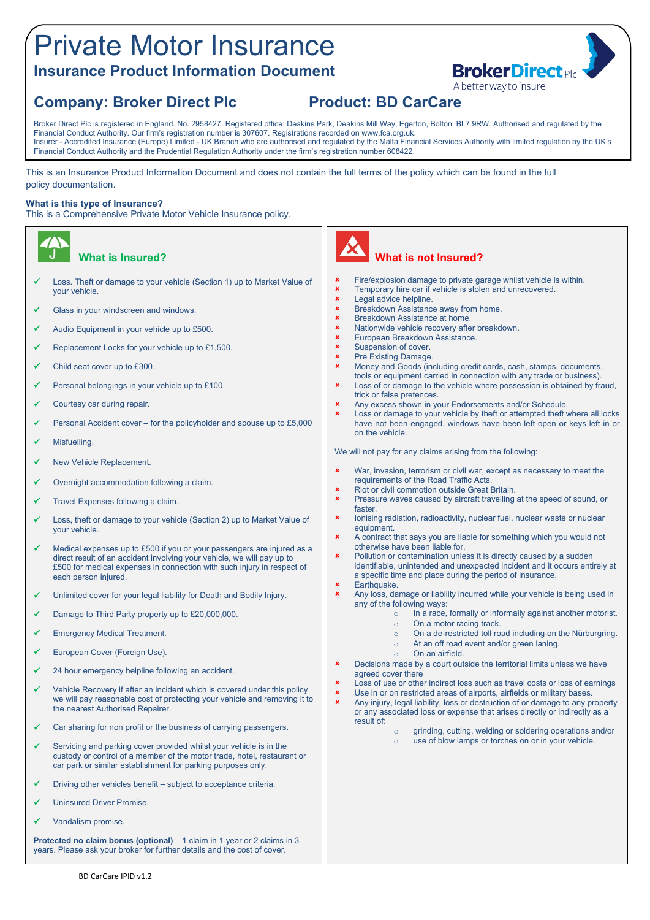# Private Motor Insurance

## Insurance Product Information Document

BrokerDirect Plc
A better way to insure

## Company: Broker Direct Plc

## Product: BD CarCare

Broker Direct Plc is registered in England. No. 2958427. Registered office: Deakins Park, Deakins Mill Way, Egerton, Bolton, BL7 9RW. Authorised and regulated by the Financial Conduct Authority. Our firm's registration number is 307607. Registrations recorded on www.fca.org.uk.
Insurer - Accredited Insurance (Europe) Limited - UK Branch who are authorised and regulated by the Malta Financial Services Authority with limited regulation by the UK's Financial Conduct Authority and the Prudential Regulation Authority under the firm's registration number 608422.

This is an Insurance Product Information Document and does not contain the full terms of the policy which can be found in the full policy documentation.

**What is this type of Insurance?**
This is a Comprehensive Private Motor Vehicle Insurance policy.

### What is Insured?

- ✓ Loss. Theft or damage to your vehicle (Section 1) up to Market Value of your vehicle.
- ✓ Glass in your windscreen and windows.
- ✓ Audio Equipment in your vehicle up to £500.
- ✓ Replacement Locks for your vehicle up to £1,500.
- ✓ Child seat cover up to £300.
- ✓ Personal belongings in your vehicle up to £100.
- ✓ Courtesy car during repair.
- ✓ Personal Accident cover – for the policyholder and spouse up to £5,000
- ✓ Misfuelling.
- ✓ New Vehicle Replacement.
- ✓ Overnight accommodation following a claim.
- ✓ Travel Expenses following a claim.
- ✓ Loss, theft or damage to your vehicle (Section 2) up to Market Value of your vehicle.
- ✓ Medical expenses up to £500 if you or your passengers are injured as a direct result of an accident involving your vehicle, we will pay up to £500 for medical expenses in connection with such injury in respect of each person injured.
- ✓ Unlimited cover for your legal liability for Death and Bodily Injury.
- ✓ Damage to Third Party property up to £20,000,000.
- ✓ Emergency Medical Treatment.
- ✓ European Cover (Foreign Use).
- ✓ 24 hour emergency helpline following an accident.
- ✓ Vehicle Recovery if after an incident which is covered under this policy we will pay reasonable cost of protecting your vehicle and removing it to the nearest Authorised Repairer.
- ✓ Car sharing for non profit or the business of carrying passengers.
- ✓ Servicing and parking cover provided whilst your vehicle is in the custody or control of a member of the motor trade, hotel, restaurant or car park or similar establishment for parking purposes only.
- ✓ Driving other vehicles benefit – subject to acceptance criteria.
- ✓ Uninsured Driver Promise.
- ✓ Vandalism promise.

**Protected no claim bonus (optional)** – 1 claim in 1 year or 2 claims in 3 years. Please ask your broker for further details and the cost of cover.

### What is not Insured?

- ✗ Fire/explosion damage to private garage whilst vehicle is within.
- ✗ Temporary hire car if vehicle is stolen and unrecovered.
- ✗ Legal advice helpline.
- ✗ Breakdown Assistance away from home.
- ✗ Breakdown Assistance at home.
- ✗ Nationwide vehicle recovery after breakdown.
- ✗ European Breakdown Assistance.
- ✗ Suspension of cover.
- ✗ Pre Existing Damage.
- ✗ Money and Goods (including credit cards, cash, stamps, documents, tools or equipment carried in connection with any trade or business).
- ✗ Loss of or damage to the vehicle where possession is obtained by fraud, trick or false pretences.
- ✗ Any excess shown in your Endorsements and/or Schedule.
- ✗ Loss or damage to your vehicle by theft or attempted theft where all locks have not been engaged, windows have been left open or keys left in or on the vehicle.

We will not pay for any claims arising from the following:

- ✗ War, invasion, terrorism or civil war, except as necessary to meet the requirements of the Road Traffic Acts.
- ✗ Riot or civil commotion outside Great Britain.
- ✗ Pressure waves caused by aircraft travelling at the speed of sound, or faster.
- ✗ Ionising radiation, radioactivity, nuclear fuel, nuclear waste or nuclear equipment.
- ✗ A contract that says you are liable for something which you would not otherwise have been liable for.
- ✗ Pollution or contamination unless it is directly caused by a sudden identifiable, unintended and unexpected incident and it occurs entirely at a specific time and place during the period of insurance.
- ✗ Earthquake.
- ✗ Any loss, damage or liability incurred while your vehicle is being used in any of the following ways:
  - In a race, formally or informally against another motorist.
  - On a motor racing track.
  - On a de-restricted toll road including on the Nürburgring.
  - At an off road event and/or green laning.
  - On an airfield.
- ✗ Decisions made by a court outside the territorial limits unless we have agreed cover there
- ✗ Loss of use or other indirect loss such as travel costs or loss of earnings
- ✗ Use in or on restricted areas of airports, airfields or military bases.
- ✗ Any injury, legal liability, loss or destruction of or damage to any property or any associated loss or expense that arises directly or indirectly as a result of:
  - grinding, cutting, welding or soldering operations and/or
  - use of blow lamps or torches on or in your vehicle.

BD CarCare IPID v1.2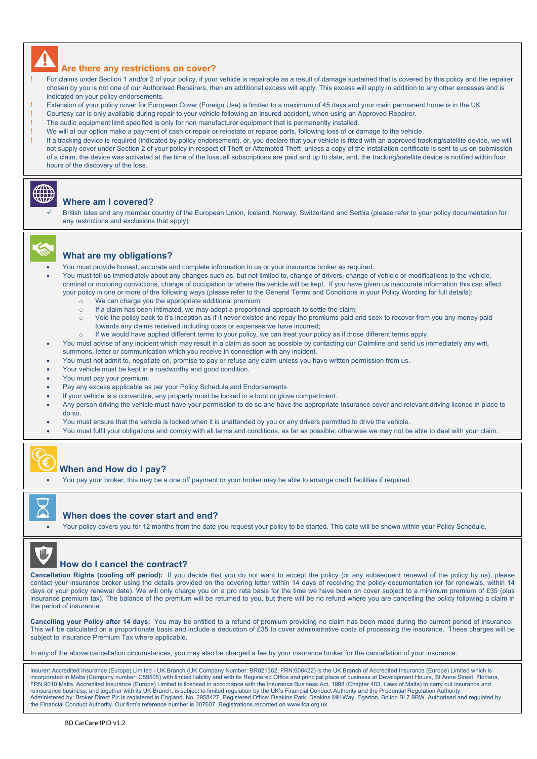## Are there any restrictions on cover?

- ! For claims under Section 1 and/or 2 of your policy, if your vehicle is repairable as a result of damage sustained that is covered by this policy and the repairer chosen by you is not one of our Authorised Repairers, then an additional excess will apply. This excess will apply in addition to any other excesses and is indicated on your policy endorsements.
- ! Extension of your policy cover for European Cover (Foreign Use) is limited to a maximum of 45 days and your main permanent home is in the UK.
- ! Courtesy car is only available during repair to your vehicle following an insured accident, when using an Approved Repairer.
- ! The audio equipment limit specified is only for non manufacturer equipment that is permanently installed.
- ! We will at our option make a payment of cash or repair or reinstate or replace parts, following loss of or damage to the vehicle.
- ! If a tracking device is required (indicated by policy endorsement), or, you declare that your vehicle is fitted with an approved tracking/satellite device, we will not supply cover under Section 2 of your policy in respect of Theft or Attempted Theft unless a copy of the installation certificate is sent to us on submission of a claim, the device was activated at the time of the loss, all subscriptions are paid and up to date, and, the tracking/satellite device is notified within four hours of the discovery of the loss.

## Where am I covered?

- ✓ British Isles and any member country of the European Union, Iceland, Norway, Switzerland and Serbia (please refer to your policy documentation for any restrictions and exclusions that apply)

## What are my obligations?

- You must provide honest, accurate and complete information to us or your insurance broker as required.
- You must tell us immediately about any changes such as, but not limited to, change of drivers, change of vehicle or modifications to the vehicle, criminal or motoring convictions, change of occupation or where the vehicle will be kept. If you have given us inaccurate information this can affect your policy in one or more of the following ways (please refer to the General Terms and Conditions in your Policy Wording for full details):
  - We can charge you the appropriate additional premium;
  - If a claim has been intimated, we may adopt a proportional approach to settle the claim;
  - Void the policy back to it's inception as if it never existed and repay the premiums paid and seek to recover from you any money paid towards any claims received including costs or expenses we have incurred;
  - If we would have applied different terms to your policy, we can treat your policy as if those different terms apply.
- You must advise of any incident which may result in a claim as soon as possible by contacting our Claimline and send us immediately any writ, summons, letter or communication which you receive in connection with any incident.
- You must not admit to, negotiate on, promise to pay or refuse any claim unless you have written permission from us.
- Your vehicle must be kept in a roadworthy and good condition.
- You must pay your premium.
- Pay any excess applicable as per your Policy Schedule and Endorsements
- If your vehicle is a convertible, any property must be locked in a boot or glove compartment.
- Any person driving the vehicle must have your permission to do so and have the appropriate Insurance cover and relevant driving licence in place to do so.
- You must ensure that the vehicle is locked when it is unattended by you or any drivers permitted to drive the vehicle.
- You must fulfil your obligations and comply with all terms and conditions, as far as possible; otherwise we may not be able to deal with your claim.

## When and How do I pay?

- You pay your broker, this may be a one off payment or your broker may be able to arrange credit facilities if required.

## When does the cover start and end?

- Your policy covers you for 12 months from the date you request your policy to be started. This date will be shown within your Policy Schedule.

## How do I cancel the contract?

**Cancellation Rights (cooling off period):** If you decide that you do not want to accept the policy (or any subsequent renewal of the policy by us), please contact your insurance broker using the details provided on the covering letter within 14 days of receiving the policy documentation (or for renewals, within 14 days or your policy renewal date). We will only charge you on a pro rata basis for the time we have been on cover subject to a minimum premium of £35 (plus insurance premium tax). The balance of the premium will be returned to you, but there will be no refund where you are cancelling the policy following a claim in the period of insurance.

**Cancelling your Policy after 14 days:** You may be entitled to a refund of premium providing no claim has been made during the current period of insurance. This will be calculated on a proportionate basis and include a deduction of £35 to cover administrative costs of processing the insurance. These charges will be subject to Insurance Premium Tax where applicable.

In any of the above cancellation circumstances, you may also be charged a fee by your insurance broker for the cancellation of your insurance.

Insurer: Accredited Insurance (Europe) Limited - UK Branch (UK Company Number: BR021362; FRN:608422) is the UK Branch of Accredited Insurance (Europe) Limited which is incorporated in Malta (Company number: C59505) with limited liability and with its Registered Office and principal place of business at Development House, St Anne Street, Floriana, FRN 9010 Malta. Accredited Insurance (Europe) Limited is licensed in accordance with the Insurance Business Act, 1998 (Chapter 403, Laws of Malta) to carry out insurance and reinsurance business, and together with its UK Branch, is subject to limited regulation by the UK's Financial Conduct Authority and the Prudential Regulation Authority.
Administered by: Broker Direct Plc is registered in England. No. 2958427. Registered Office: Deakins Park, Deakins Mill Way, Egerton, Bolton BL7 9RW. Authorised and regulated by the Financial Conduct Authority. Our firm's reference number is 307607. Registrations recorded on www.fca.org.uk.

BD CarCare IPID v1.2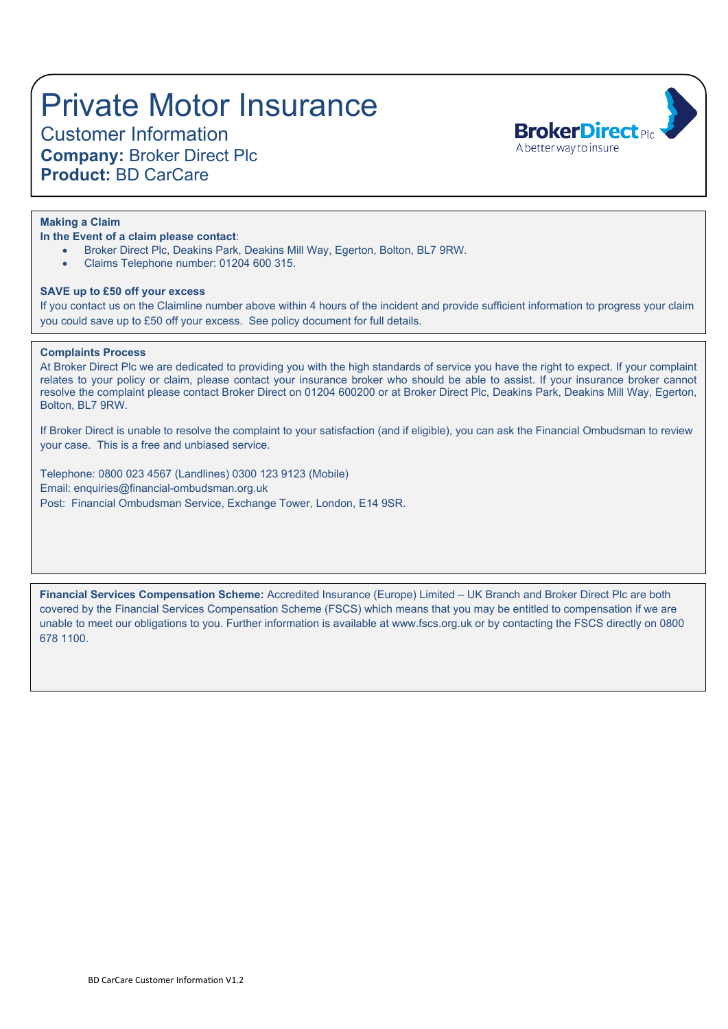# Private Motor Insurance

## Customer Information

**Company:** Broker Direct Plc

**Product:** BD CarCare

BrokerDirect Plc
A better way to insure

### Making a Claim

**In the Event of a claim please contact**:

- Broker Direct Plc, Deakins Park, Deakins Mill Way, Egerton, Bolton, BL7 9RW.
- Claims Telephone number: 01204 600 315.

**SAVE up to £50 off your excess**

If you contact us on the Claimline number above within 4 hours of the incident and provide sufficient information to progress your claim you could save up to £50 off your excess. See policy document for full details.

### Complaints Process

At Broker Direct Plc we are dedicated to providing you with the high standards of service you have the right to expect. If your complaint relates to your policy or claim, please contact your insurance broker who should be able to assist. If your insurance broker cannot resolve the complaint please contact Broker Direct on 01204 600200 or at Broker Direct Plc, Deakins Park, Deakins Mill Way, Egerton, Bolton, BL7 9RW.

If Broker Direct is unable to resolve the complaint to your satisfaction (and if eligible), you can ask the Financial Ombudsman to review your case. This is a free and unbiased service.

Telephone: 0800 023 4567 (Landlines) 0300 123 9123 (Mobile)
Email: enquiries@financial-ombudsman.org.uk
Post: Financial Ombudsman Service, Exchange Tower, London, E14 9SR.

**Financial Services Compensation Scheme:** Accredited Insurance (Europe) Limited – UK Branch and Broker Direct Plc are both covered by the Financial Services Compensation Scheme (FSCS) which means that you may be entitled to compensation if we are unable to meet our obligations to you. Further information is available at www.fscs.org.uk or by contacting the FSCS directly on 0800 678 1100.

BD CarCare Customer Information V1.2